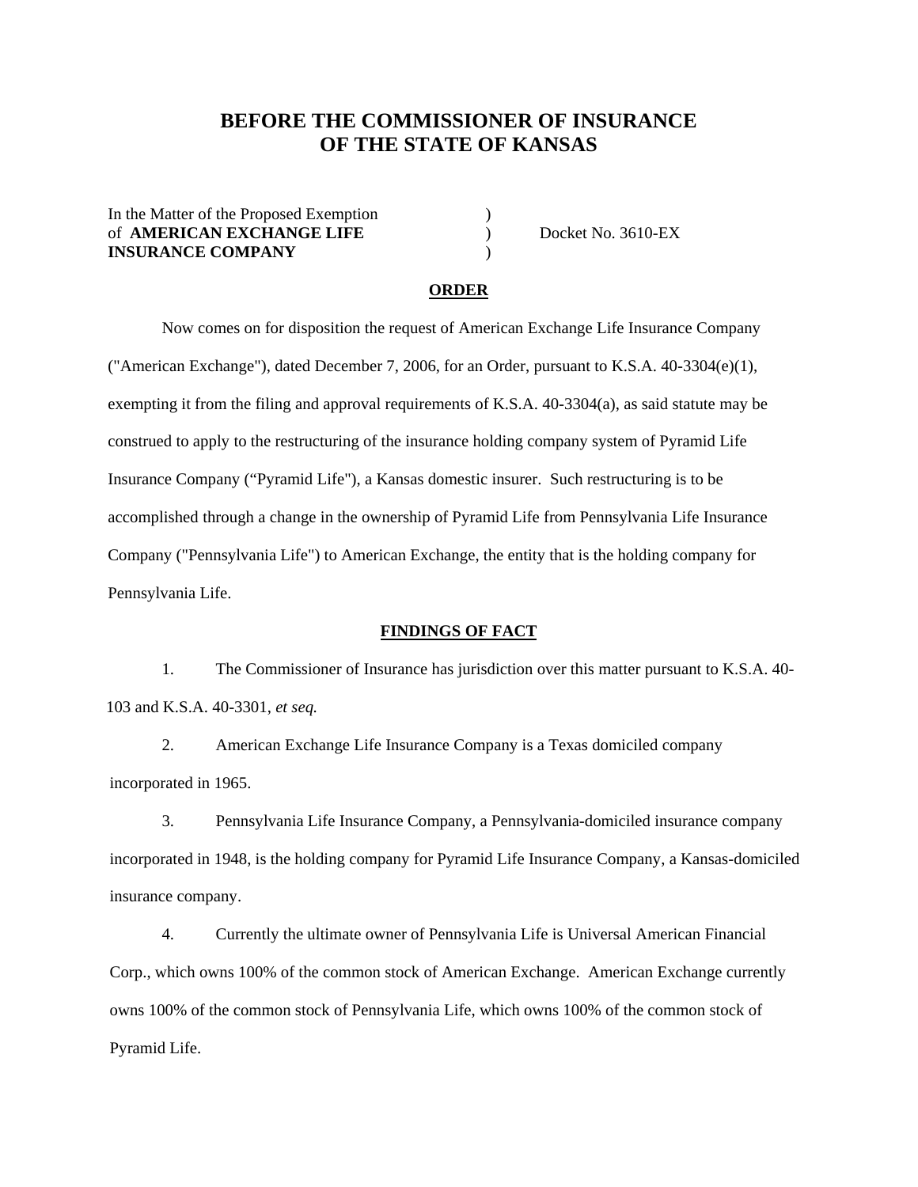# BEFORE THE COMMISSIONER OF INSURANCE
# OF THE STATE OF KANSAS

| | | |
|---|---|---|
| In the Matter of the Proposed Exemption of **AMERICAN EXCHANGE LIFE INSURANCE COMPANY** | ) ) ) | Docket No. 3610-EX |

## ORDER

Now comes on for disposition the request of American Exchange Life Insurance Company ("American Exchange"), dated December 7, 2006, for an Order, pursuant to K.S.A. 40-3304(e)(1), exempting it from the filing and approval requirements of K.S.A. 40-3304(a), as said statute may be construed to apply to the restructuring of the insurance holding company system of Pyramid Life Insurance Company ("Pyramid Life"), a Kansas domestic insurer. Such restructuring is to be accomplished through a change in the ownership of Pyramid Life from Pennsylvania Life Insurance Company ("Pennsylvania Life") to American Exchange, the entity that is the holding company for Pennsylvania Life.

## FINDINGS OF FACT

1. The Commissioner of Insurance has jurisdiction over this matter pursuant to K.S.A. 40-103 and K.S.A. 40-3301, *et seq.*

2. American Exchange Life Insurance Company is a Texas domiciled company incorporated in 1965.

3. Pennsylvania Life Insurance Company, a Pennsylvania-domiciled insurance company incorporated in 1948, is the holding company for Pyramid Life Insurance Company, a Kansas-domiciled insurance company.

4. Currently the ultimate owner of Pennsylvania Life is Universal American Financial Corp., which owns 100% of the common stock of American Exchange. American Exchange currently owns 100% of the common stock of Pennsylvania Life, which owns 100% of the common stock of Pyramid Life.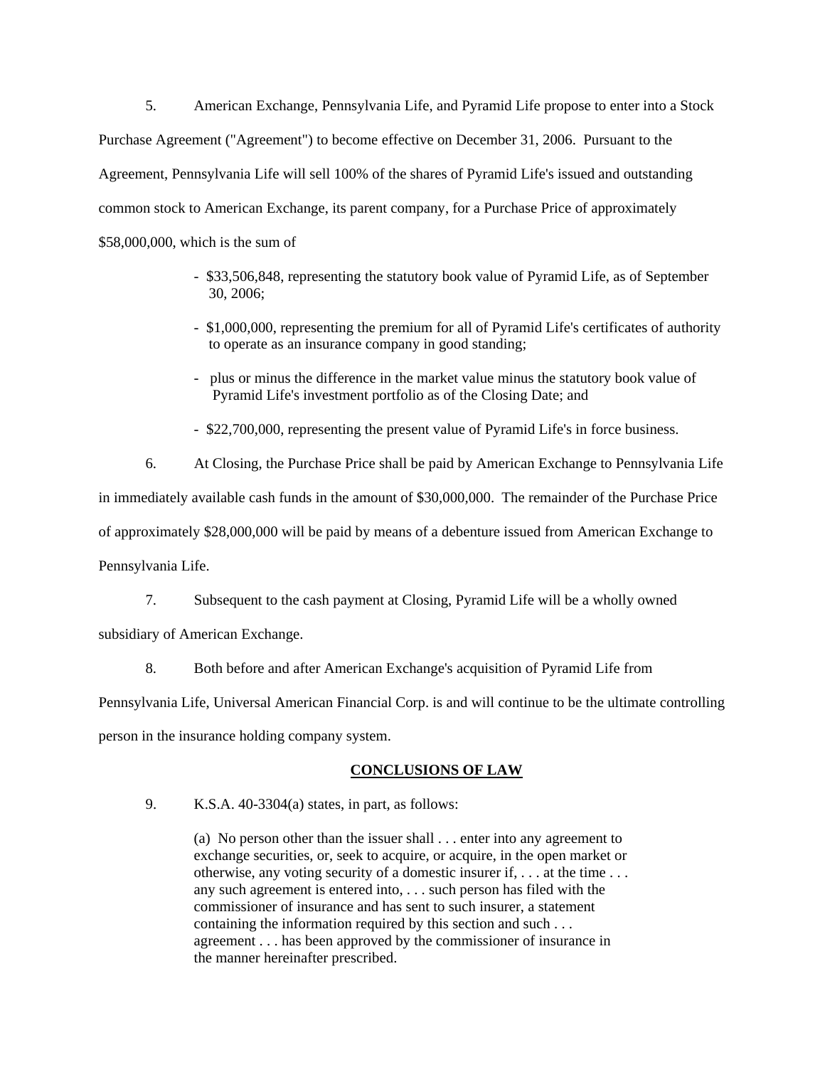5. American Exchange, Pennsylvania Life, and Pyramid Life propose to enter into a Stock Purchase Agreement ("Agreement") to become effective on December 31, 2006. Pursuant to the Agreement, Pennsylvania Life will sell 100% of the shares of Pyramid Life's issued and outstanding common stock to American Exchange, its parent company, for a Purchase Price of approximately $58,000,000, which is the sum of

- $33,506,848, representing the statutory book value of Pyramid Life, as of September 30, 2006;
- $1,000,000, representing the premium for all of Pyramid Life's certificates of authority to operate as an insurance company in good standing;
- plus or minus the difference in the market value minus the statutory book value of Pyramid Life's investment portfolio as of the Closing Date; and
- $22,700,000, representing the present value of Pyramid Life's in force business.

6. At Closing, the Purchase Price shall be paid by American Exchange to Pennsylvania Life in immediately available cash funds in the amount of $30,000,000. The remainder of the Purchase Price of approximately $28,000,000 will be paid by means of a debenture issued from American Exchange to Pennsylvania Life.

7. Subsequent to the cash payment at Closing, Pyramid Life will be a wholly owned subsidiary of American Exchange.

8. Both before and after American Exchange's acquisition of Pyramid Life from Pennsylvania Life, Universal American Financial Corp. is and will continue to be the ultimate controlling person in the insurance holding company system.

## CONCLUSIONS OF LAW

9. K.S.A. 40-3304(a) states, in part, as follows:

> (a) No person other than the issuer shall . . . enter into any agreement to exchange securities, or, seek to acquire, or acquire, in the open market or otherwise, any voting security of a domestic insurer if, . . . at the time . . . any such agreement is entered into, . . . such person has filed with the commissioner of insurance and has sent to such insurer, a statement containing the information required by this section and such . . . agreement . . . has been approved by the commissioner of insurance in the manner hereinafter prescribed.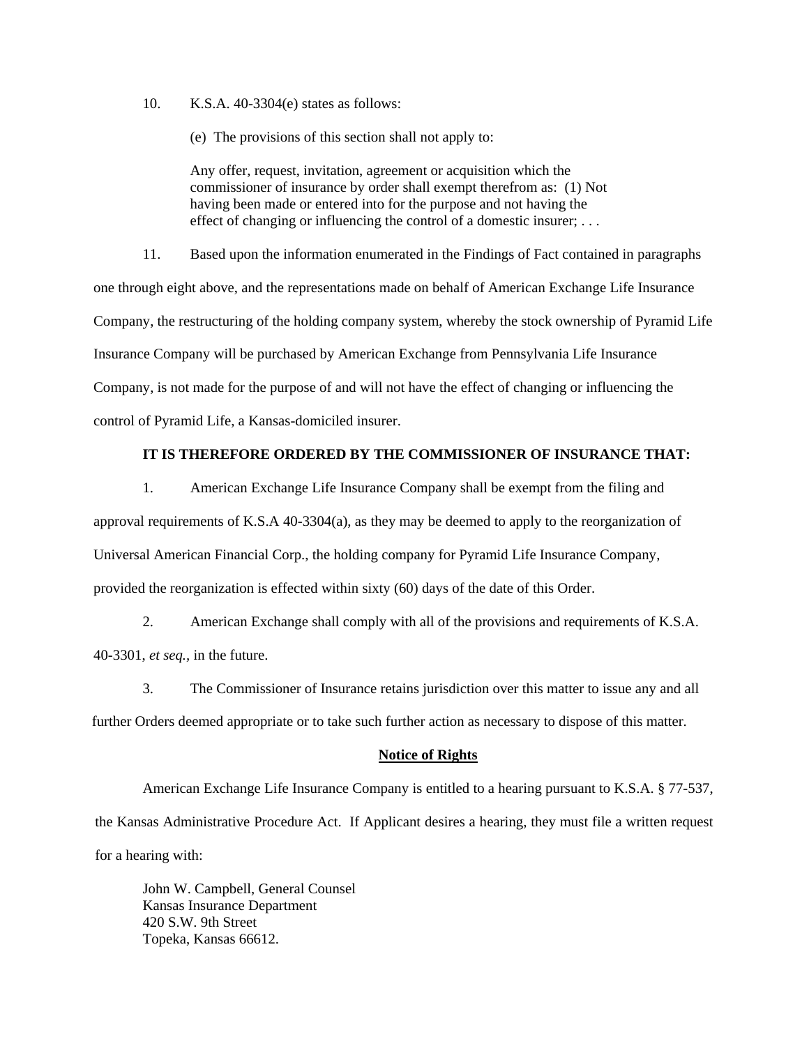10. K.S.A. 40-3304(e) states as follows:

> (e) The provisions of this section shall not apply to:
>
> Any offer, request, invitation, agreement or acquisition which the commissioner of insurance by order shall exempt therefrom as: (1) Not having been made or entered into for the purpose and not having the effect of changing or influencing the control of a domestic insurer; . . .

11. Based upon the information enumerated in the Findings of Fact contained in paragraphs one through eight above, and the representations made on behalf of American Exchange Life Insurance Company, the restructuring of the holding company system, whereby the stock ownership of Pyramid Life Insurance Company will be purchased by American Exchange from Pennsylvania Life Insurance Company, is not made for the purpose of and will not have the effect of changing or influencing the control of Pyramid Life, a Kansas-domiciled insurer.

**IT IS THEREFORE ORDERED BY THE COMMISSIONER OF INSURANCE THAT:**

1. American Exchange Life Insurance Company shall be exempt from the filing and approval requirements of K.S.A 40-3304(a), as they may be deemed to apply to the reorganization of Universal American Financial Corp., the holding company for Pyramid Life Insurance Company, provided the reorganization is effected within sixty (60) days of the date of this Order.

2. American Exchange shall comply with all of the provisions and requirements of K.S.A. 40-3301, *et seq.*, in the future.

3. The Commissioner of Insurance retains jurisdiction over this matter to issue any and all further Orders deemed appropriate or to take such further action as necessary to dispose of this matter.

**Notice of Rights**

American Exchange Life Insurance Company is entitled to a hearing pursuant to K.S.A. § 77-537, the Kansas Administrative Procedure Act. If Applicant desires a hearing, they must file a written request for a hearing with:

John W. Campbell, General Counsel
Kansas Insurance Department
420 S.W. 9th Street
Topeka, Kansas 66612.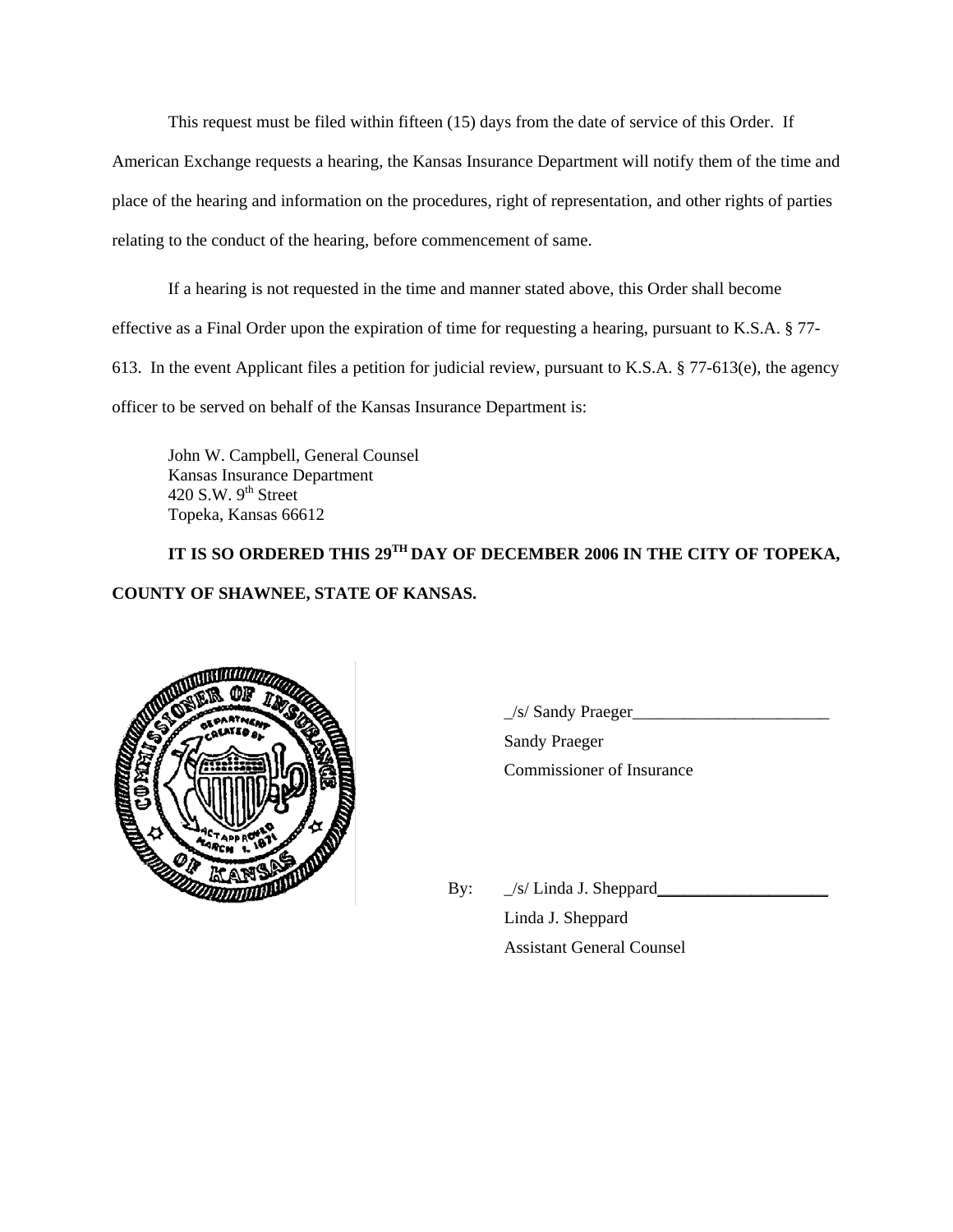This request must be filed within fifteen (15) days from the date of service of this Order. If American Exchange requests a hearing, the Kansas Insurance Department will notify them of the time and place of the hearing and information on the procedures, right of representation, and other rights of parties relating to the conduct of the hearing, before commencement of same.

If a hearing is not requested in the time and manner stated above, this Order shall become effective as a Final Order upon the expiration of time for requesting a hearing, pursuant to K.S.A. § 77-613. In the event Applicant files a petition for judicial review, pursuant to K.S.A. § 77-613(e), the agency officer to be served on behalf of the Kansas Insurance Department is:

John W. Campbell, General Counsel
Kansas Insurance Department
420 S.W. 9th Street
Topeka, Kansas 66612

**IT IS SO ORDERED THIS 29TH DAY OF DECEMBER 2006 IN THE CITY OF TOPEKA, COUNTY OF SHAWNEE, STATE OF KANSAS.**

_/s/ Sandy Praeger_______________________
Sandy Praeger
Commissioner of Insurance

By: _/s/ Linda J. Sheppard____________________
Linda J. Sheppard
Assistant General Counsel